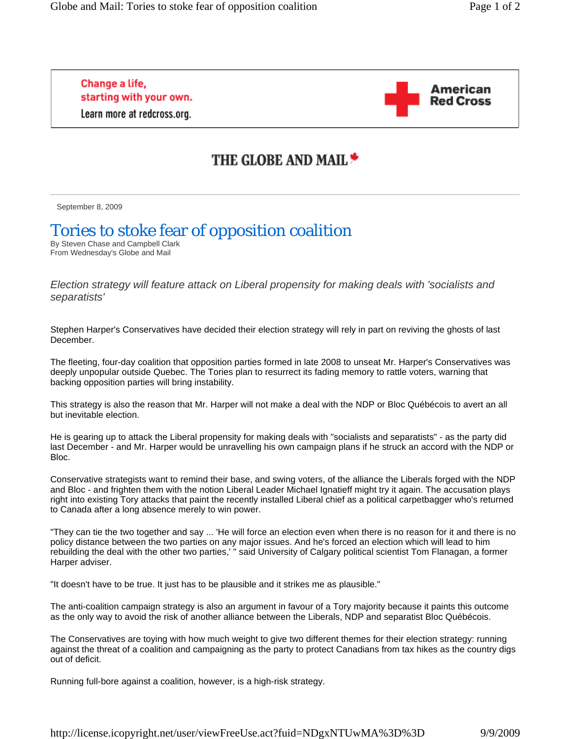THE GLOBE AND MAIL

September 8, 2009

# Tories to stoke fear of opposition coalition

By Steven Chase and Campbell Clark
From Wednesday's Globe and Mail

*Election strategy will feature attack on Liberal propensity for making deals with 'socialists and separatists'*

Stephen Harper's Conservatives have decided their election strategy will rely in part on reviving the ghosts of last December.

The fleeting, four-day coalition that opposition parties formed in late 2008 to unseat Mr. Harper's Conservatives was deeply unpopular outside Quebec. The Tories plan to resurrect its fading memory to rattle voters, warning that backing opposition parties will bring instability.

This strategy is also the reason that Mr. Harper will not make a deal with the NDP or Bloc Québécois to avert an all but inevitable election.

He is gearing up to attack the Liberal propensity for making deals with "socialists and separatists" - as the party did last December - and Mr. Harper would be unravelling his own campaign plans if he struck an accord with the NDP or Bloc.

Conservative strategists want to remind their base, and swing voters, of the alliance the Liberals forged with the NDP and Bloc - and frighten them with the notion Liberal Leader Michael Ignatieff might try it again. The accusation plays right into existing Tory attacks that paint the recently installed Liberal chief as a political carpetbagger who's returned to Canada after a long absence merely to win power.

"They can tie the two together and say ... 'He will force an election even when there is no reason for it and there is no policy distance between the two parties on any major issues. And he's forced an election which will lead to him rebuilding the deal with the other two parties,' " said University of Calgary political scientist Tom Flanagan, a former Harper adviser.

"It doesn't have to be true. It just has to be plausible and it strikes me as plausible."

The anti-coalition campaign strategy is also an argument in favour of a Tory majority because it paints this outcome as the only way to avoid the risk of another alliance between the Liberals, NDP and separatist Bloc Québécois.

The Conservatives are toying with how much weight to give two different themes for their election strategy: running against the threat of a coalition and campaigning as the party to protect Canadians from tax hikes as the country digs out of deficit.

Running full-bore against a coalition, however, is a high-risk strategy.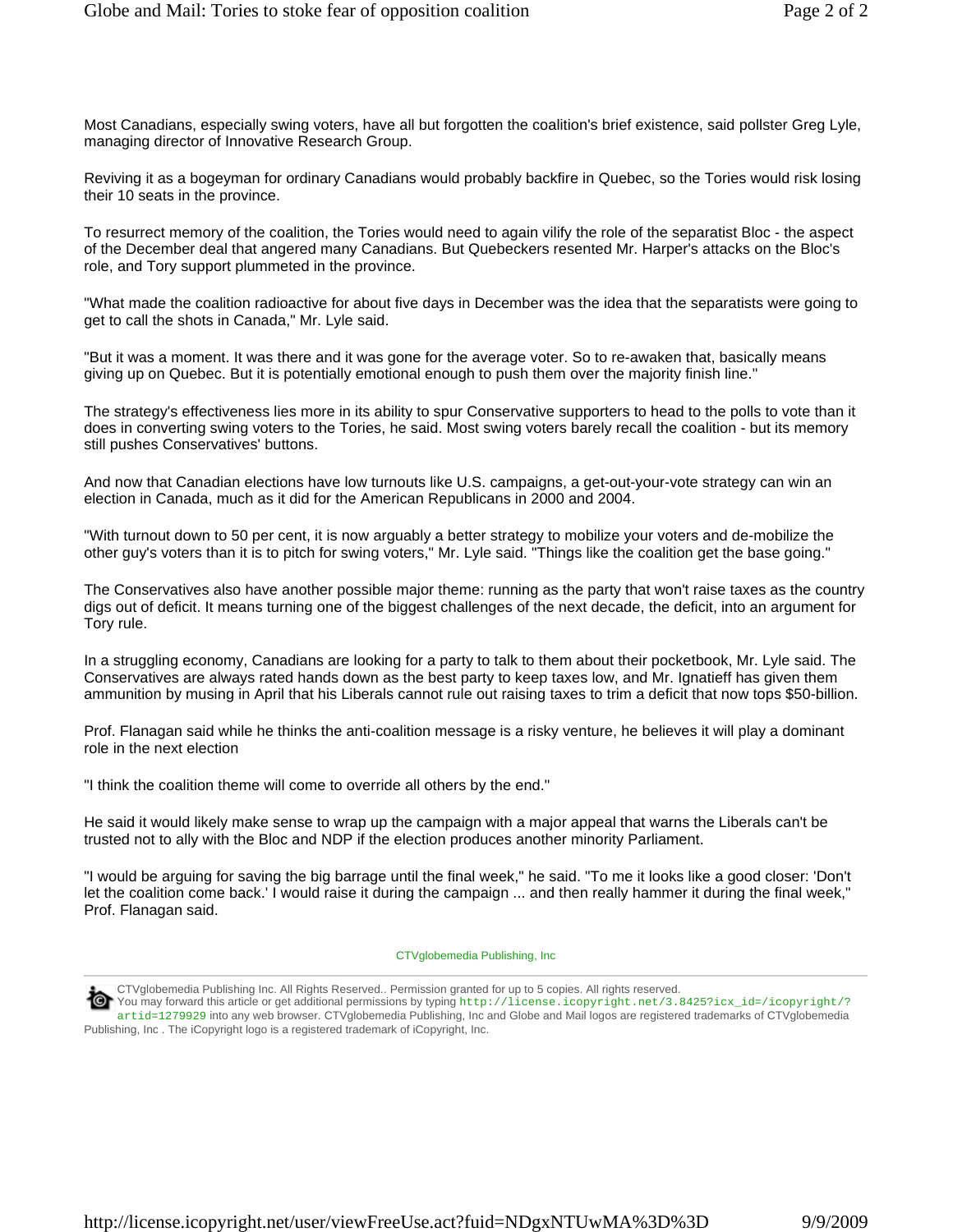Most Canadians, especially swing voters, have all but forgotten the coalition's brief existence, said pollster Greg Lyle, managing director of Innovative Research Group.

Reviving it as a bogeyman for ordinary Canadians would probably backfire in Quebec, so the Tories would risk losing their 10 seats in the province.

To resurrect memory of the coalition, the Tories would need to again vilify the role of the separatist Bloc - the aspect of the December deal that angered many Canadians. But Quebeckers resented Mr. Harper's attacks on the Bloc's role, and Tory support plummeted in the province.

"What made the coalition radioactive for about five days in December was the idea that the separatists were going to get to call the shots in Canada," Mr. Lyle said.

"But it was a moment. It was there and it was gone for the average voter. So to re-awaken that, basically means giving up on Quebec. But it is potentially emotional enough to push them over the majority finish line."

The strategy's effectiveness lies more in its ability to spur Conservative supporters to head to the polls to vote than it does in converting swing voters to the Tories, he said. Most swing voters barely recall the coalition - but its memory still pushes Conservatives' buttons.

And now that Canadian elections have low turnouts like U.S. campaigns, a get-out-your-vote strategy can win an election in Canada, much as it did for the American Republicans in 2000 and 2004.

"With turnout down to 50 per cent, it is now arguably a better strategy to mobilize your voters and de-mobilize the other guy's voters than it is to pitch for swing voters," Mr. Lyle said. "Things like the coalition get the base going."

The Conservatives also have another possible major theme: running as the party that won't raise taxes as the country digs out of deficit. It means turning one of the biggest challenges of the next decade, the deficit, into an argument for Tory rule.

In a struggling economy, Canadians are looking for a party to talk to them about their pocketbook, Mr. Lyle said. The Conservatives are always rated hands down as the best party to keep taxes low, and Mr. Ignatieff has given them ammunition by musing in April that his Liberals cannot rule out raising taxes to trim a deficit that now tops $50-billion.

Prof. Flanagan said while he thinks the anti-coalition message is a risky venture, he believes it will play a dominant role in the next election

"I think the coalition theme will come to override all others by the end."

He said it would likely make sense to wrap up the campaign with a major appeal that warns the Liberals can't be trusted not to ally with the Bloc and NDP if the election produces another minority Parliament.

"I would be arguing for saving the big barrage until the final week," he said. "To me it looks like a good closer: 'Don't let the coalition come back.' I would raise it during the campaign ... and then really hammer it during the final week," Prof. Flanagan said.

CTVglobemedia Publishing, Inc

CTVglobemedia Publishing Inc. All Rights Reserved.. Permission granted for up to 5 copies. All rights reserved.
You may forward this article or get additional permissions by typing http://license.icopyright.net/3.8425?icx_id=/icopyright/?artid=1279929 into any web browser. CTVglobemedia Publishing, Inc and Globe and Mail logos are registered trademarks of CTVglobemedia Publishing, Inc . The iCopyright logo is a registered trademark of iCopyright, Inc.